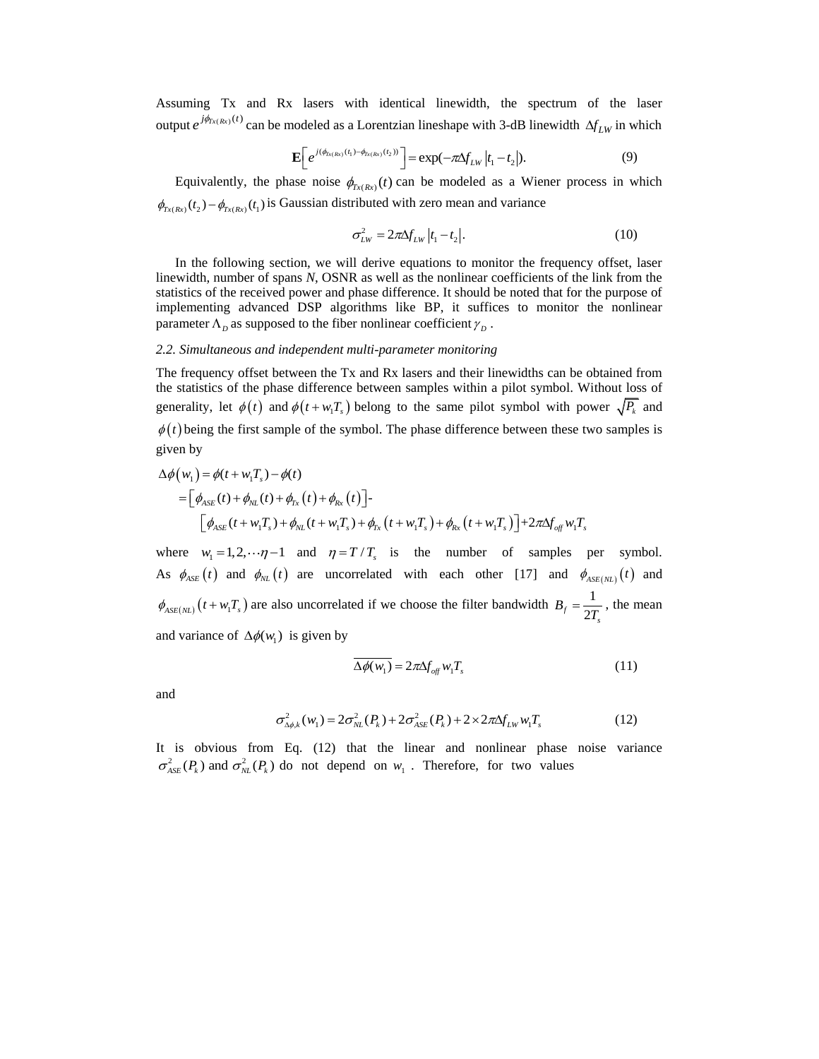Assuming Tx and Rx lasers with identical linewidth, the spectrum of the laser output $e^{j\phi_{Tx(Rx)}(t)}$ can be modeled as a Lorentzian lineshape with 3-dB linewidth $\Delta f_{LW}$ in which

$$\mathbf{E}\left[e^{j(\phi_{Tx(Rx)}(t_1)-\phi_{Tx(Rx)}(t_2))}\right]=\exp(-\pi\Delta f_{LW}\left|t_1-t_2\right|). \tag{9}$$

Equivalently, the phase noise $\phi_{Tx(Rx)}(t)$ can be modeled as a Wiener process in which $\phi_{Tx(Rx)}(t_2)-\phi_{Tx(Rx)}(t_1)$ is Gaussian distributed with zero mean and variance

$$\sigma_{LW}^2=2\pi\Delta f_{LW}\left|t_1-t_2\right|. \tag{10}$$

In the following section, we will derive equations to monitor the frequency offset, laser linewidth, number of spans *N*, OSNR as well as the nonlinear coefficients of the link from the statistics of the received power and phase difference. It should be noted that for the purpose of implementing advanced DSP algorithms like BP, it suffices to monitor the nonlinear parameter $\Lambda_D$ as supposed to the fiber nonlinear coefficient $\gamma_D$ .

### *2.2. Simultaneous and independent multi-parameter monitoring*

The frequency offset between the Tx and Rx lasers and their linewidths can be obtained from the statistics of the phase difference between samples within a pilot symbol. Without loss of generality, let $\phi(t)$ and $\phi(t+w_1T_s)$ belong to the same pilot symbol with power $\sqrt{P_k}$ and $\phi(t)$ being the first sample of the symbol. The phase difference between these two samples is given by

$$\begin{aligned}\Delta\phi(w_1)&=\phi(t+w_1T_s)-\phi(t)\\&=\left[\phi_{ASE}(t)+\phi_{NL}(t)+\phi_{Tx}(t)+\phi_{Rx}(t)\right]\text{-}\\&\quad\left[\phi_{ASE}(t+w_1T_s)+\phi_{NL}(t+w_1T_s)+\phi_{Tx}(t+w_1T_s)+\phi_{Rx}(t+w_1T_s)\right]+2\pi\Delta f_{off}w_1T_s\end{aligned}$$

where $w_1=1,2,\cdots\eta-1$ and $\eta=T/T_s$ is the number of samples per symbol. As $\phi_{ASE}(t)$ and $\phi_{NL}(t)$ are uncorrelated with each other [17] and $\phi_{ASE(NL)}(t)$ and $\phi_{ASE(NL)}(t+w_1T_s)$ are also uncorrelated if we choose the filter bandwidth $B_f=\dfrac{1}{2T_s}$, the mean and variance of $\Delta\phi(w_1)$ is given by

$$\overline{\Delta\phi(w_1)}=2\pi\Delta f_{off}w_1T_s \tag{11}$$

and

$$\sigma_{\Delta\phi,k}^2(w_1)=2\sigma_{NL}^2(P_k)+2\sigma_{ASE}^2(P_k)+2\times2\pi\Delta f_{LW}w_1T_s \tag{12}$$

It is obvious from Eq. (12) that the linear and nonlinear phase noise variance $\sigma_{ASE}^2(P_k)$ and $\sigma_{NL}^2(P_k)$ do not depend on $w_1$ . Therefore, for two values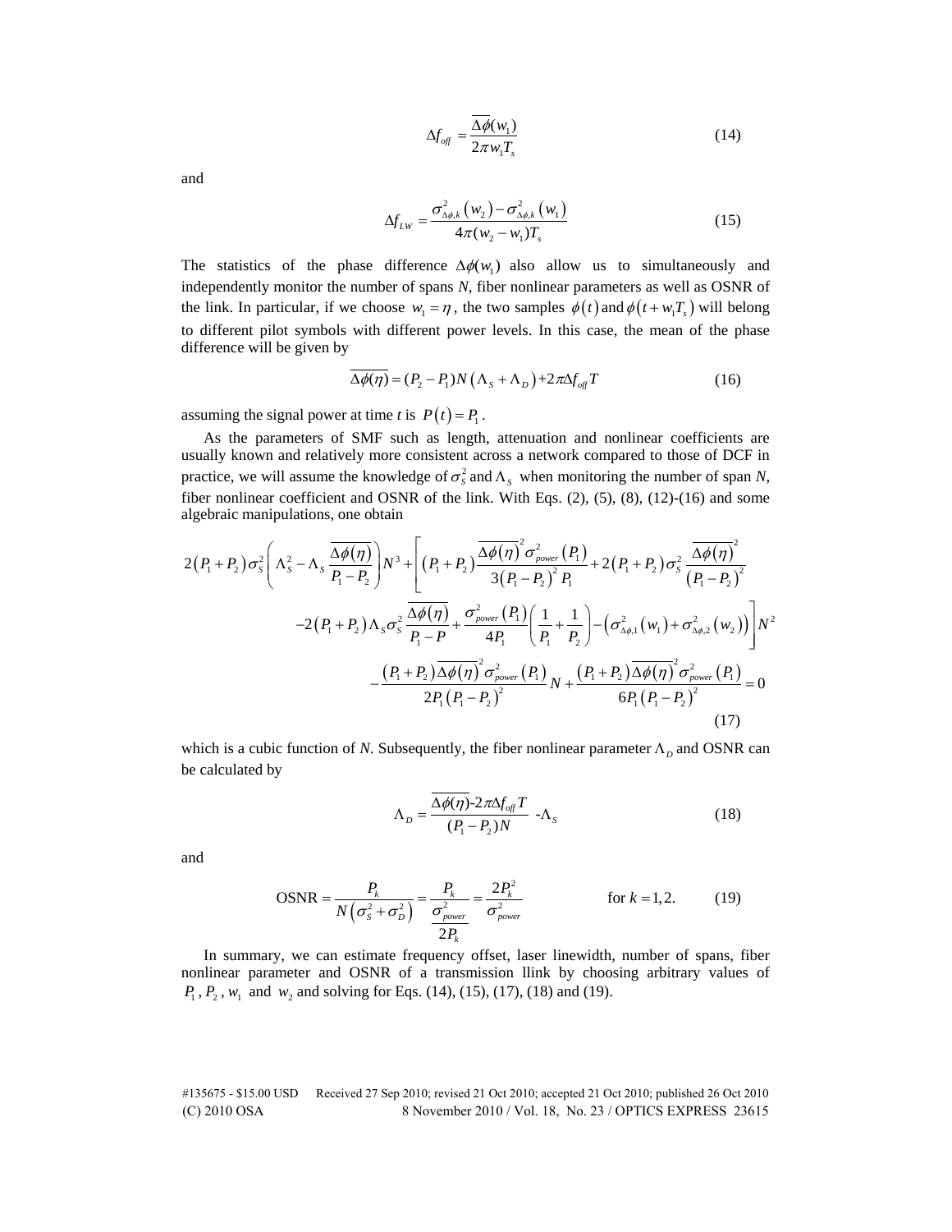$$\Delta f_{off} = \frac{\overline{\Delta\phi}(w_1)}{2\pi w_1 T_s} \tag{14}$$

and

$$\Delta f_{LW} = \frac{\sigma^2_{\Delta\phi,k}(w_2) - \sigma^2_{\Delta\phi,k}(w_1)}{4\pi(w_2 - w_1)T_s} \tag{15}$$

The statistics of the phase difference $\Delta\phi(w_1)$ also allow us to simultaneously and independently monitor the number of spans $N$, fiber nonlinear parameters as well as OSNR of the link. In particular, if we choose $w_1 = \eta$, the two samples $\phi(t)$ and $\phi(t + w_1 T_s)$ will belong to different pilot symbols with different power levels. In this case, the mean of the phase difference will be given by

$$\overline{\Delta\phi(\eta)} = (P_2 - P_1)N(\Lambda_S + \Lambda_D) + 2\pi\Delta f_{off} T \tag{16}$$

assuming the signal power at time $t$ is $P(t) = P_1$.

As the parameters of SMF such as length, attenuation and nonlinear coefficients are usually known and relatively more consistent across a network compared to those of DCF in practice, we will assume the knowledge of $\sigma_S^2$ and $\Lambda_S$ when monitoring the number of span $N$, fiber nonlinear coefficient and OSNR of the link. With Eqs. (2), (5), (8), (12)-(16) and some algebraic manipulations, one obtain

$$\begin{aligned}
&2(P_1+P_2)\sigma_S^2\left(\Lambda_S^2 - \Lambda_S\frac{\overline{\Delta\phi(\eta)}}{P_1-P_2}\right)N^3 + \left[(P_1+P_2)\frac{\overline{\Delta\phi(\eta)}^2\sigma^2_{power}(P_1)}{3(P_1-P_2)^2 P_1} + 2(P_1+P_2)\sigma_S^2\frac{\overline{\Delta\phi(\eta)}^2}{(P_1-P_2)^2}\right. \\
&\qquad\left. -2(P_1+P_2)\Lambda_S\sigma_S^2\frac{\overline{\Delta\phi(\eta)}}{P_1-P} + \frac{\sigma^2_{power}(P_1)}{4P_1}\left(\frac{1}{P_1}+\frac{1}{P_2}\right) - \left(\sigma^2_{\Delta\phi,1}(w_1) + \sigma^2_{\Delta\phi,2}(w_2)\right)\right]N^2 \\
&\qquad -\frac{(P_1+P_2)\overline{\Delta\phi(\eta)}^2\sigma^2_{power}(P_1)}{2P_1(P_1-P_2)^2}N + \frac{(P_1+P_2)\overline{\Delta\phi(\eta)}^2\sigma^2_{power}(P_1)}{6P_1(P_1-P_2)^2} = 0
\end{aligned} \tag{17}$$

which is a cubic function of $N$. Subsequently, the fiber nonlinear parameter $\Lambda_D$ and OSNR can be calculated by

$$\Lambda_D = \frac{\overline{\Delta\phi(\eta)} - 2\pi\Delta f_{off} T}{(P_1 - P_2)N} - \Lambda_S \tag{18}$$

and

$$\text{OSNR} = \frac{P_k}{N\left(\sigma_S^2 + \sigma_D^2\right)} = \frac{P_k}{\dfrac{\sigma^2_{power}}{2P_k}} = \frac{2P_k^2}{\sigma^2_{power}} \qquad \text{for } k = 1, 2. \tag{19}$$

In summary, we can estimate frequency offset, laser linewidth, number of spans, fiber nonlinear parameter and OSNR of a transmission llink by choosing arbitrary values of $P_1$, $P_2$, $w_1$ and $w_2$ and solving for Eqs. (14), (15), (17), (18) and (19).

#135675 - $15.00 USD Received 27 Sep 2010; revised 21 Oct 2010; accepted 21 Oct 2010; published 26 Oct 2010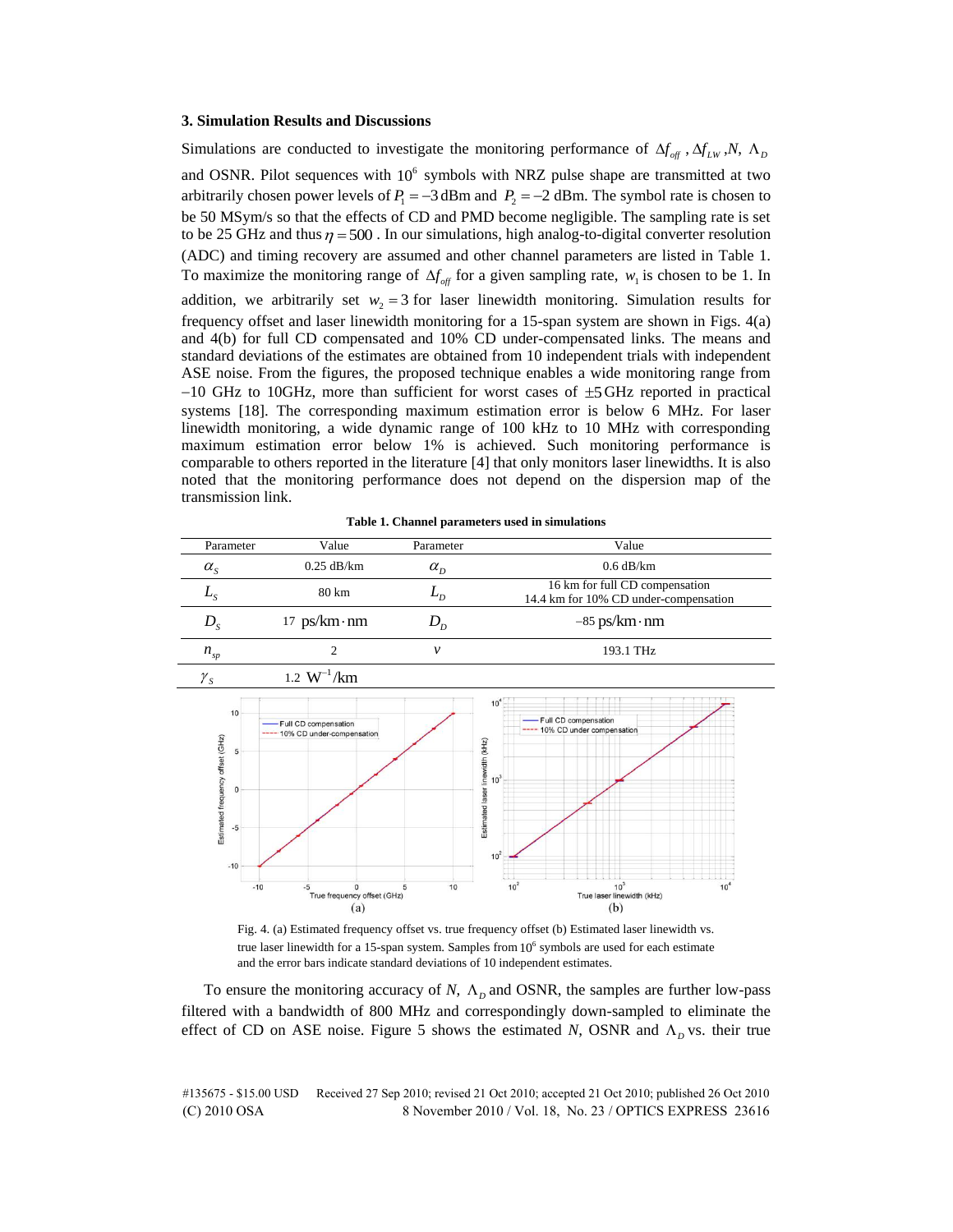### 3. Simulation Results and Discussions

Simulations are conducted to investigate the monitoring performance of $\Delta f_{off}$, $\Delta f_{LW}$, $N$, $\Lambda_D$ and OSNR. Pilot sequences with $10^6$ symbols with NRZ pulse shape are transmitted at two arbitrarily chosen power levels of $P_1 = -3$ dBm and $P_2 = -2$ dBm. The symbol rate is chosen to be 50 MSym/s so that the effects of CD and PMD become negligible. The sampling rate is set to be 25 GHz and thus $\eta = 500$. In our simulations, high analog-to-digital converter resolution (ADC) and timing recovery are assumed and other channel parameters are listed in Table 1. To maximize the monitoring range of $\Delta f_{off}$ for a given sampling rate, $w_1$ is chosen to be 1. In addition, we arbitrarily set $w_2 = 3$ for laser linewidth monitoring. Simulation results for frequency offset and laser linewidth monitoring for a 15-span system are shown in Figs. 4(a) and 4(b) for full CD compensated and 10% CD under-compensated links. The means and standard deviations of the estimates are obtained from 10 independent trials with independent ASE noise. From the figures, the proposed technique enables a wide monitoring range from −10 GHz to 10GHz, more than sufficient for worst cases of ±5 GHz reported in practical systems [18]. The corresponding maximum estimation error is below 6 MHz. For laser linewidth monitoring, a wide dynamic range of 100 kHz to 10 MHz with corresponding maximum estimation error below 1% is achieved. Such monitoring performance is comparable to others reported in the literature [4] that only monitors laser linewidths. It is also noted that the monitoring performance does not depend on the dispersion map of the transmission link.

**Table 1. Channel parameters used in simulations**

| Parameter | Value | Parameter | Value |
|---|---|---|---|
| $\alpha_S$ | 0.25 dB/km | $\alpha_D$ | 0.6 dB/km |
| $L_S$ | 80 km | $L_D$ | 16 km for full CD compensation<br>14.4 km for 10% CD under-compensation |
| $D_S$ | 17 ps/km·nm | $D_D$ | −85 ps/km·nm |
| $n_{sp}$ | 2 | $\nu$ | 193.1 THz |
| $\gamma_S$ | 1.2 $\text{W}^{-1}$/km | | |

Fig. 4. (a) Estimated frequency offset vs. true frequency offset (b) Estimated laser linewidth vs. true laser linewidth for a 15-span system. Samples from $10^6$ symbols are used for each estimate and the error bars indicate standard deviations of 10 independent estimates.

To ensure the monitoring accuracy of $N$, $\Lambda_D$ and OSNR, the samples are further low-pass filtered with a bandwidth of 800 MHz and correspondingly down-sampled to eliminate the effect of CD on ASE noise. Figure 5 shows the estimated $N$, OSNR and $\Lambda_D$ vs. their true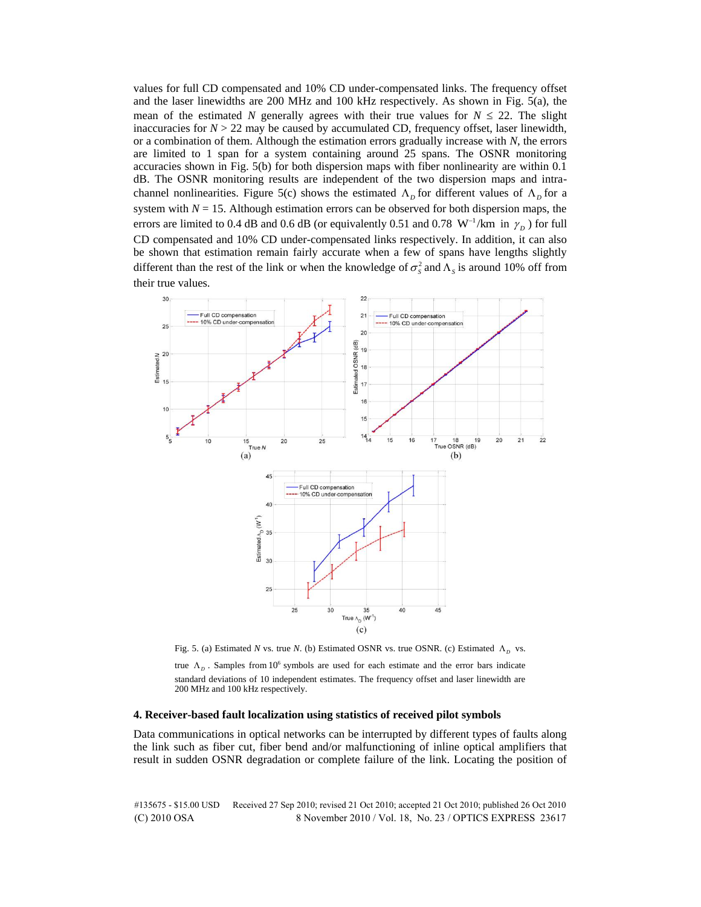values for full CD compensated and 10% CD under-compensated links. The frequency offset and the laser linewidths are 200 MHz and 100 kHz respectively. As shown in Fig. 5(a), the mean of the estimated $N$ generally agrees with their true values for $N \leq 22$. The slight inaccuracies for $N > 22$ may be caused by accumulated CD, frequency offset, laser linewidth, or a combination of them. Although the estimation errors gradually increase with $N$, the errors are limited to 1 span for a system containing around 25 spans. The OSNR monitoring accuracies shown in Fig. 5(b) for both dispersion maps with fiber nonlinearity are within 0.1 dB. The OSNR monitoring results are independent of the two dispersion maps and intra-channel nonlinearities. Figure 5(c) shows the estimated $\Lambda_D$ for different values of $\Lambda_D$ for a system with $N = 15$. Although estimation errors can be observed for both dispersion maps, the errors are limited to 0.4 dB and 0.6 dB (or equivalently 0.51 and 0.78 $\text{W}^{-1}$/km in $\gamma_D$) for full CD compensated and 10% CD under-compensated links respectively. In addition, it can also be shown that estimation remain fairly accurate when a few of spans have lengths slightly different than the rest of the link or when the knowledge of $\sigma_S^2$ and $\Lambda_S$ is around 10% off from their true values.

Fig. 5. (a) Estimated $N$ vs. true $N$. (b) Estimated OSNR vs. true OSNR. (c) Estimated $\Lambda_D$ vs. true $\Lambda_D$. Samples from $10^6$ symbols are used for each estimate and the error bars indicate standard deviations of 10 independent estimates. The frequency offset and laser linewidth are 200 MHz and 100 kHz respectively.

## 4. Receiver-based fault localization using statistics of received pilot symbols

Data communications in optical networks can be interrupted by different types of faults along the link such as fiber cut, fiber bend and/or malfunctioning of inline optical amplifiers that result in sudden OSNR degradation or complete failure of the link. Locating the position of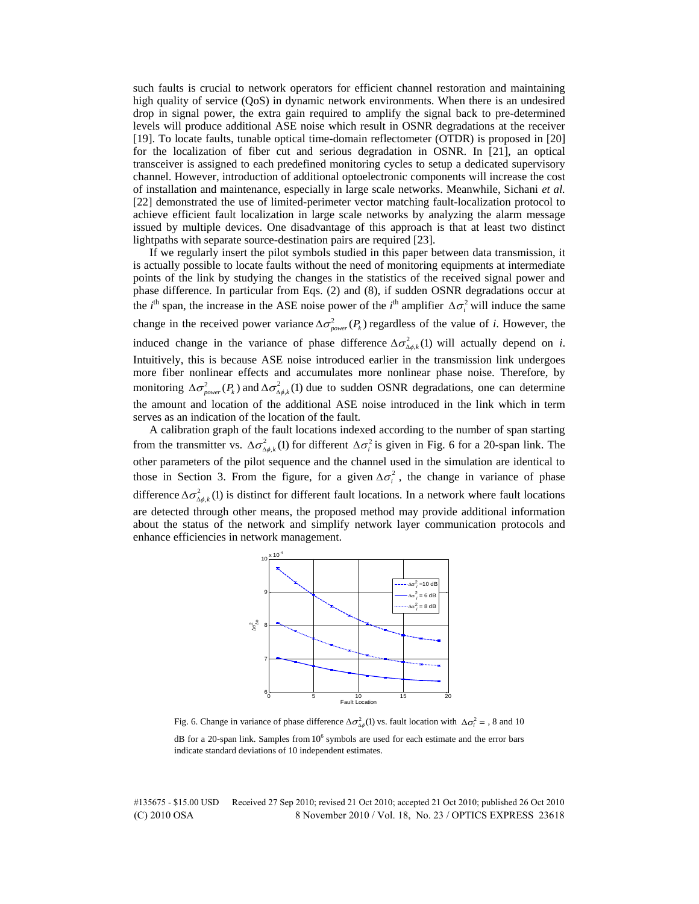such faults is crucial to network operators for efficient channel restoration and maintaining high quality of service (QoS) in dynamic network environments. When there is an undesired drop in signal power, the extra gain required to amplify the signal back to pre-determined levels will produce additional ASE noise which result in OSNR degradations at the receiver [19]. To locate faults, tunable optical time-domain reflectometer (OTDR) is proposed in [20] for the localization of fiber cut and serious degradation in OSNR. In [21], an optical transceiver is assigned to each predefined monitoring cycles to setup a dedicated supervisory channel. However, introduction of additional optoelectronic components will increase the cost of installation and maintenance, especially in large scale networks. Meanwhile, Sichani *et al.* [22] demonstrated the use of limited-perimeter vector matching fault-localization protocol to achieve efficient fault localization in large scale networks by analyzing the alarm message issued by multiple devices. One disadvantage of this approach is that at least two distinct lightpaths with separate source-destination pairs are required [23].

If we regularly insert the pilot symbols studied in this paper between data transmission, it is actually possible to locate faults without the need of monitoring equipments at intermediate points of the link by studying the changes in the statistics of the received signal power and phase difference. In particular from Eqs. (2) and (8), if sudden OSNR degradations occur at the $i^{\text{th}}$ span, the increase in the ASE noise power of the $i^{\text{th}}$ amplifier $\Delta\sigma_i^2$ will induce the same change in the received power variance $\Delta\sigma_{power}^2(P_k)$ regardless of the value of *i*. However, the induced change in the variance of phase difference $\Delta\sigma_{\Delta\phi,k}^2(1)$ will actually depend on *i*. Intuitively, this is because ASE noise introduced earlier in the transmission link undergoes more fiber nonlinear effects and accumulates more nonlinear phase noise. Therefore, by monitoring $\Delta\sigma_{power}^2(P_k)$ and $\Delta\sigma_{\Delta\phi,k}^2(1)$ due to sudden OSNR degradations, one can determine the amount and location of the additional ASE noise introduced in the link which in term serves as an indication of the location of the fault.

A calibration graph of the fault locations indexed according to the number of span starting from the transmitter vs. $\Delta\sigma_{\Delta\phi,k}^2(1)$ for different $\Delta\sigma_i^2$ is given in Fig. 6 for a 20-span link. The other parameters of the pilot sequence and the channel used in the simulation are identical to those in Section 3. From the figure, for a given $\Delta\sigma_i^2$, the change in variance of phase difference $\Delta\sigma_{\Delta\phi,k}^2(1)$ is distinct for different fault locations. In a network where fault locations are detected through other means, the proposed method may provide additional information about the status of the network and simplify network layer communication protocols and enhance efficiencies in network management.

Fig. 6. Change in variance of phase difference $\Delta\sigma_{\Delta\phi}^2(1)$ vs. fault location with $\Delta\sigma_i^2 =$ , 8 and 10 dB for a 20-span link. Samples from $10^6$ symbols are used for each estimate and the error bars indicate standard deviations of 10 independent estimates.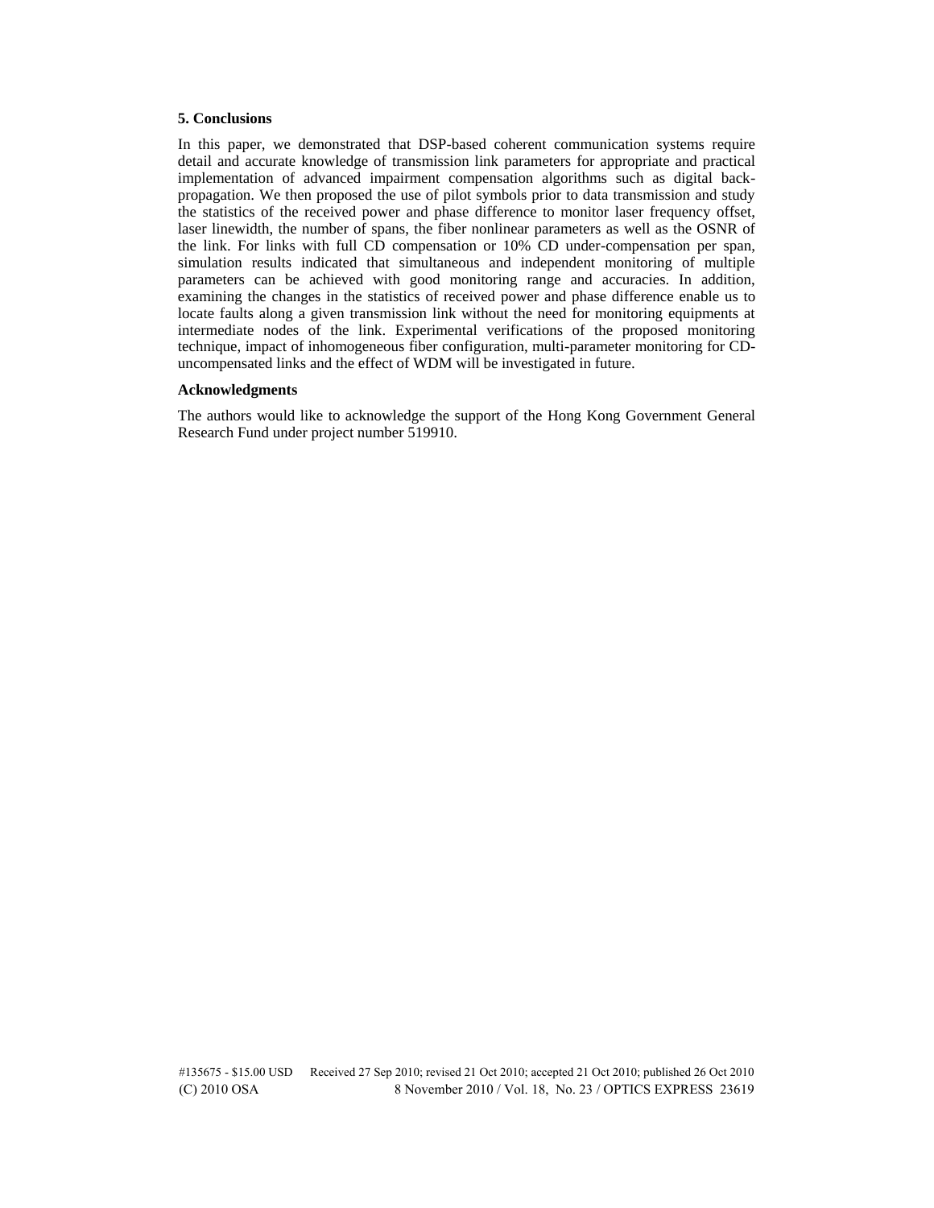## 5. Conclusions

In this paper, we demonstrated that DSP-based coherent communication systems require detail and accurate knowledge of transmission link parameters for appropriate and practical implementation of advanced impairment compensation algorithms such as digital back-propagation. We then proposed the use of pilot symbols prior to data transmission and study the statistics of the received power and phase difference to monitor laser frequency offset, laser linewidth, the number of spans, the fiber nonlinear parameters as well as the OSNR of the link. For links with full CD compensation or 10% CD under-compensation per span, simulation results indicated that simultaneous and independent monitoring of multiple parameters can be achieved with good monitoring range and accuracies. In addition, examining the changes in the statistics of received power and phase difference enable us to locate faults along a given transmission link without the need for monitoring equipments at intermediate nodes of the link. Experimental verifications of the proposed monitoring technique, impact of inhomogeneous fiber configuration, multi-parameter monitoring for CD-uncompensated links and the effect of WDM will be investigated in future.

### Acknowledgments

The authors would like to acknowledge the support of the Hong Kong Government General Research Fund under project number 519910.